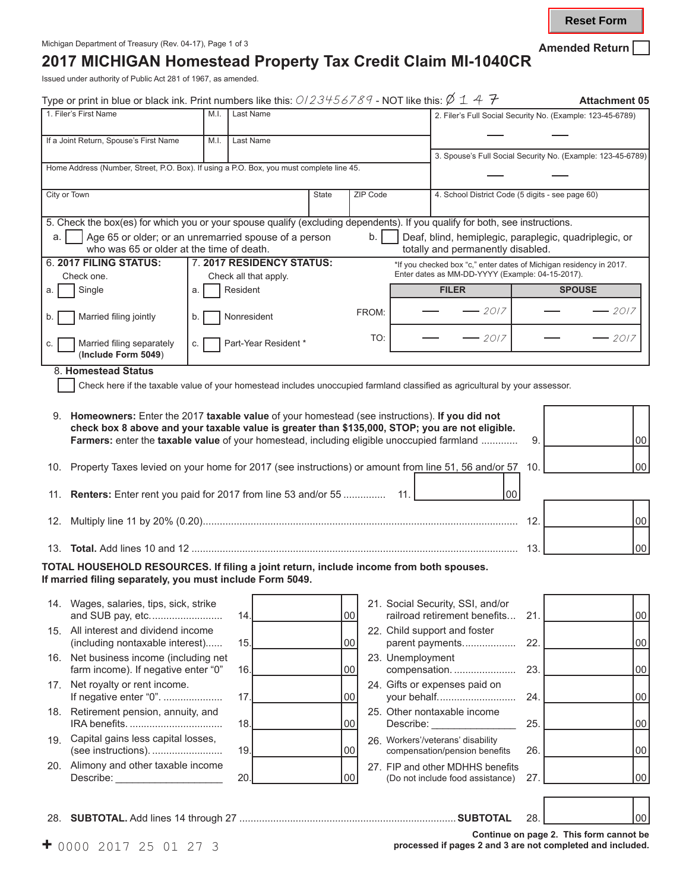Reset Form

Michigan Department of Treasury (Rev. 04-17), Page 1 of 3

Amended Return ☐

# 2017 MICHIGAN Homestead Property Tax Credit Claim MI-1040CR

Issued under authority of Public Act 281 of 1967, as amended.

Type or print in blue or black ink. Print numbers like this: 0123456789 - NOT like this: Ø 1 4 7

**Attachment 05**

| 1. Filer's First Name | M.I. | Last Name | 2. Filer's Full Social Security No. (Example: 123-45-6789) |
|---|---|---|---|
| If a Joint Return, Spouse's First Name | M.I. | Last Name | 3. Spouse's Full Social Security No. (Example: 123-45-6789) |
| Home Address (Number, Street, P.O. Box). If using a P.O. Box, you must complete line 45. | | | |
| City or Town | State | ZIP Code | 4. School District Code (5 digits - see page 60) |

5. Check the box(es) for which you or your spouse qualify (excluding dependents). If you qualify for both, see instructions.

a. ☐ Age 65 or older; or an unremarried spouse of a person who was 65 or older at the time of death.

b. ☐ Deaf, blind, hemiplegic, paraplegic, quadriplegic, or totally and permanently disabled.

**6. 2017 FILING STATUS:** Check one.

a. ☐ Single

b. ☐ Married filing jointly

c. ☐ Married filing separately (**Include Form 5049**)

**7. 2017 RESIDENCY STATUS:** Check all that apply.

a. ☐ Resident

b. ☐ Nonresident

c. ☐ Part-Year Resident *

*If you checked box "c," enter dates of Michigan residency in 2017. Enter dates as MM-DD-YYYY (Example: 04-15-2017).

| | FILER | SPOUSE |
|---|---|---|
| FROM: | — — 2017 | — — 2017 |
| TO: | — — 2017 | — — 2017 |

**8. Homestead Status**

☐ Check here if the taxable value of your homestead includes unoccupied farmland classified as agricultural by your assessor.

9. **Homeowners:** Enter the 2017 **taxable value** of your homestead (see instructions). **If you did not check box 8 above and your taxable value is greater than $135,000, STOP; you are not eligible. Farmers:** enter the **taxable value** of your homestead, including eligible unoccupied farmland ............ 9. ______ 00

10. Property Taxes levied on your home for 2017 (see instructions) or amount from line 51, 56 and/or 57 10. ______ 00

11. **Renters:** Enter rent you paid for 2017 from line 53 and/or 55 .............. 11. ______ 00

12. Multiply line 11 by 20% (0.20)........................................ 12. ______ 00

13. **Total.** Add lines 10 and 12 ........................................ 13. ______ 00

**TOTAL HOUSEHOLD RESOURCES. If filing a joint return, include income from both spouses. If married filing separately, you must include Form 5049.**

| Line | Description | Amount | Line | Description | Amount |
|---|---|---|---|---|---|
| 14. | Wages, salaries, tips, sick, strike and SUB pay, etc. | 00 | 21. | Social Security, SSI, and/or railroad retirement benefits | 00 |
| 15. | All interest and dividend income (including nontaxable interest) | 00 | 22. | Child support and foster parent payments | 00 |
| 16. | Net business income (including net farm income). If negative enter "0" | 00 | 23. | Unemployment compensation | 00 |
| 17. | Net royalty or rent income. If negative enter "0" | 00 | 24. | Gifts or expenses paid on your behalf | 00 |
| 18. | Retirement pension, annuity, and IRA benefits | 00 | 25. | Other nontaxable income Describe: ______________ | 00 |
| 19. | Capital gains less capital losses, (see instructions) | 00 | 26. | Workers'/veterans' disability compensation/pension benefits | 00 |
| 20. | Alimony and other taxable income Describe: ___________________ | 00 | 27. | FIP and other MDHHS benefits (Do not include food assistance) | 00 |

28. **SUBTOTAL.** Add lines 14 through 27 .................................... **SUBTOTAL** 28. ______ 00

**Continue on page 2. This form cannot be processed if pages 2 and 3 are not completed and included.**

+ 0000 2017 25 01 27 3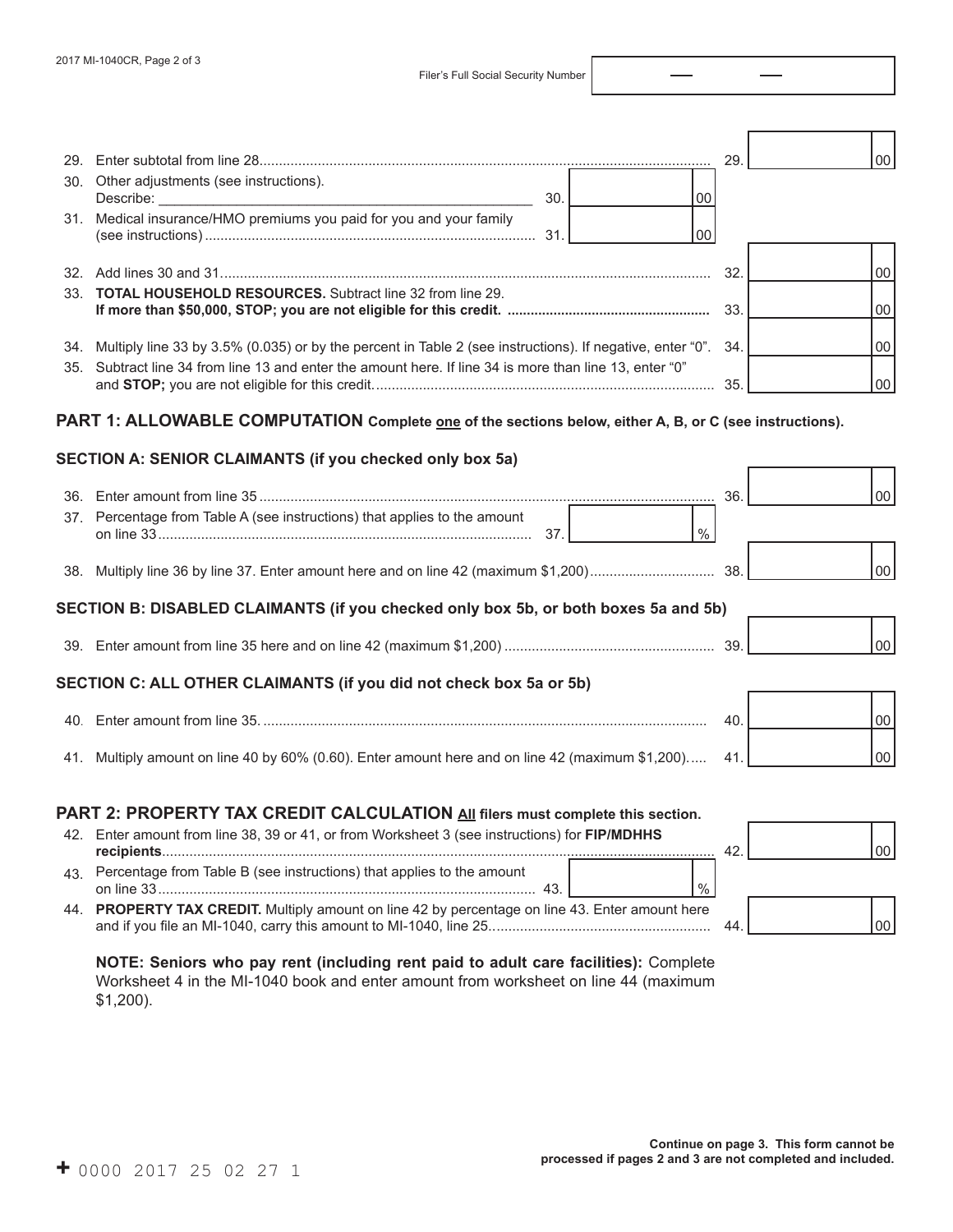Filer's Full Social Security Number

29. Enter subtotal from line 28 ........ 29. | 00

30. Other adjustments (see instructions).
    Describe: ________________________________ 30. | 00

31. Medical insurance/HMO premiums you paid for you and your family (see instructions) ........ 31. | 00

32. Add lines 30 and 31 ........ 32. | 00

33. **TOTAL HOUSEHOLD RESOURCES.** Subtract line 32 from line 29. **If more than $50,000, STOP; you are not eligible for this credit.** ........ 33. | 00

34. Multiply line 33 by 3.5% (0.035) or by the percent in Table 2 (see instructions). If negative, enter "0". 34. | 00

35. Subtract line 34 from line 13 and enter the amount here. If line 34 is more than line 13, enter "0" and **STOP;** you are not eligible for this credit. ........ 35. | 00

## PART 1: ALLOWABLE COMPUTATION Complete one of the sections below, either A, B, or C (see instructions).

### SECTION A: SENIOR CLAIMANTS (if you checked only box 5a)

36. Enter amount from line 35 ........ 36. | 00

37. Percentage from Table A (see instructions) that applies to the amount on line 33 ........ 37. | %

38. Multiply line 36 by line 37. Enter amount here and on line 42 (maximum $1,200) ........ 38. | 00

### SECTION B: DISABLED CLAIMANTS (if you checked only box 5b, or both boxes 5a and 5b)

39. Enter amount from line 35 here and on line 42 (maximum $1,200) ........ 39. | 00

### SECTION C: ALL OTHER CLAIMANTS (if you did not check box 5a or 5b)

40. Enter amount from line 35. ........ 40. | 00

41. Multiply amount on line 40 by 60% (0.60). Enter amount here and on line 42 (maximum $1,200). .... 41. | 00

## PART 2: PROPERTY TAX CREDIT CALCULATION All filers must complete this section.

42. Enter amount from line 38, 39 or 41, or from Worksheet 3 (see instructions) for **FIP/MDHHS recipients** ........ 42. | 00

43. Percentage from Table B (see instructions) that applies to the amount on line 33 ........ 43. | %

44. **PROPERTY TAX CREDIT.** Multiply amount on line 42 by percentage on line 43. Enter amount here and if you file an MI-1040, carry this amount to MI-1040, line 25. ........ 44. | 00

**NOTE: Seniors who pay rent (including rent paid to adult care facilities):** Complete Worksheet 4 in the MI-1040 book and enter amount from worksheet on line 44 (maximum $1,200).

**Continue on page 3. This form cannot be processed if pages 2 and 3 are not completed and included.**

+ 0000 2017 25 02 27 1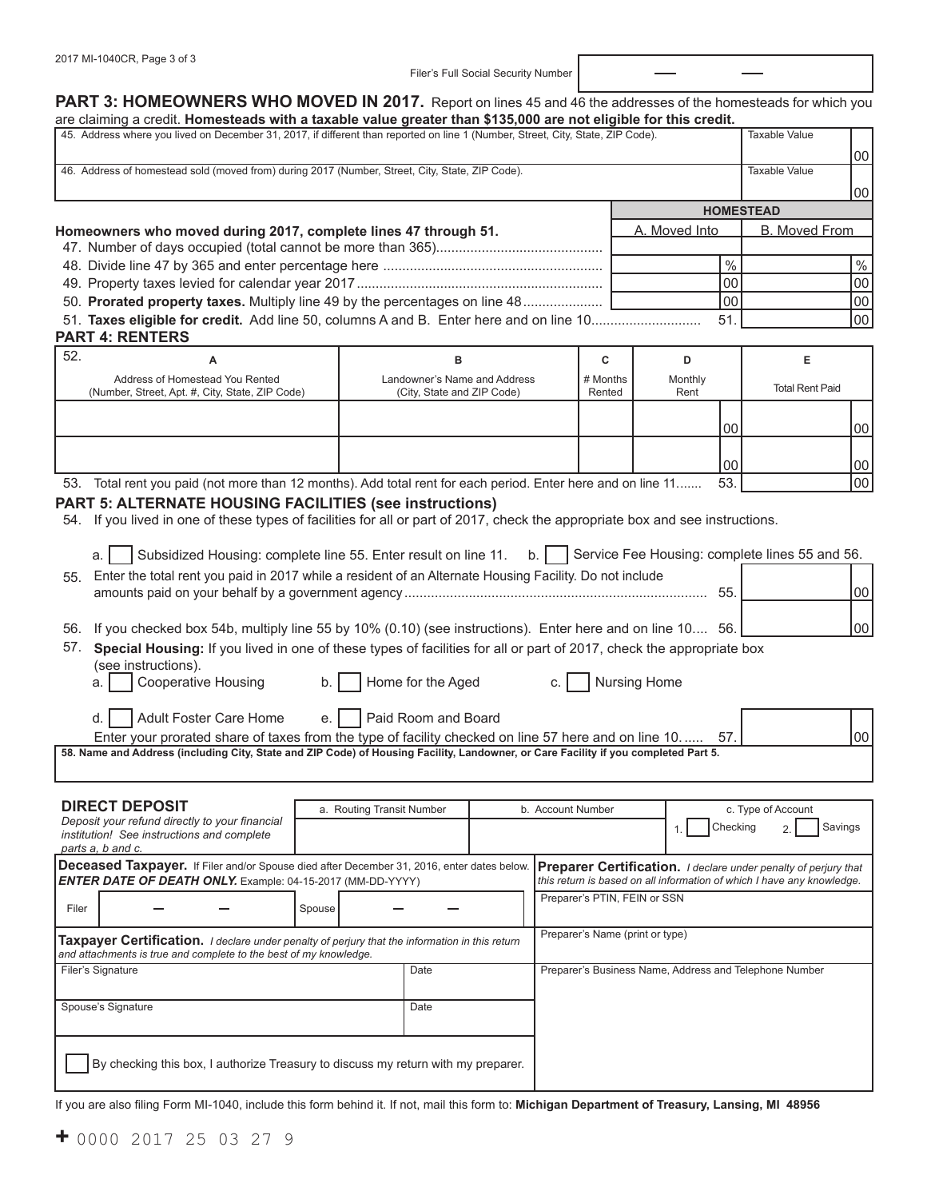Filer's Full Social Security Number

## PART 3: HOMEOWNERS WHO MOVED IN 2017.

Report on lines 45 and 46 the addresses of the homesteads for which you are claiming a credit. **Homesteads with a taxable value greater than $135,000 are not eligible for this credit.**

| | Taxable Value |
|---|---|
| 45. Address where you lived on December 31, 2017, if different than reported on line 1 (Number, Street, City, State, ZIP Code). | 00 |
| 46. Address of homestead sold (moved from) during 2017 (Number, Street, City, State, ZIP Code). | 00 |

**Homeowners who moved during 2017, complete lines 47 through 51.**

| | HOMESTEAD | |
|---|---|---|
| | A. Moved Into | B. Moved From |
| 47. Number of days occupied (total cannot be more than 365) | | |
| 48. Divide line 47 by 365 and enter percentage here | % | % |
| 49. Property taxes levied for calendar year 2017 | 00 | 00 |
| 50. **Prorated property taxes.** Multiply line 49 by the percentages on line 48 | 00 | 00 |
| 51. **Taxes eligible for credit.** Add line 50, columns A and B. Enter here and on line 10 | 51. | 00 |

## PART 4: RENTERS

| 52. A<br>Address of Homestead You Rented (Number, Street, Apt. #, City, State, ZIP Code) | B<br>Landowner's Name and Address (City, State and ZIP Code) | C<br># Months Rented | D<br>Monthly Rent | E<br>Total Rent Paid |
|---|---|---|---|---|
| | | | 00 | 00 |
| | | | 00 | 00 |

53. Total rent you paid (not more than 12 months). Add total rent for each period. Enter here and on line 11 ....... 53. ______ 00

## PART 5: ALTERNATE HOUSING FACILITIES (see instructions)

54. If you lived in one of these types of facilities for all or part of 2017, check the appropriate box and see instructions.

a. ☐ Subsidized Housing: complete line 55. Enter result on line 11. b. ☐ Service Fee Housing: complete lines 55 and 56.

55. Enter the total rent you paid in 2017 while a resident of an Alternate Housing Facility. Do not include amounts paid on your behalf by a government agency ....... 55. ______ 00

56. If you checked box 54b, multiply line 55 by 10% (0.10) (see instructions). Enter here and on line 10.... 56. ______ 00

57. **Special Housing:** If you lived in one of these types of facilities for all or part of 2017, check the appropriate box (see instructions).

a. ☐ Cooperative Housing b. ☐ Home for the Aged c. ☐ Nursing Home

d. ☐ Adult Foster Care Home e. ☐ Paid Room and Board

Enter your prorated share of taxes from the type of facility checked on line 57 here and on line 10. ..... 57. ______ 00

**58. Name and Address (including City, State and ZIP Code) of Housing Facility, Landowner, or Care Facility if you completed Part 5.**

### DIRECT DEPOSIT

*Deposit your refund directly to your financial institution! See instructions and complete parts a, b and c.*

| a. Routing Transit Number | b. Account Number | c. Type of Account |
|---|---|---|
| | | 1. ☐ Checking 2. ☐ Savings |

**Deceased Taxpayer.** If Filer and/or Spouse died after December 31, 2016, enter dates below. ***ENTER DATE OF DEATH ONLY.*** Example: 04-15-2017 (MM-DD-YYYY)

Filer ___ — ___ — ___ Spouse ___ — ___ — ___

**Taxpayer Certification.** *I declare under penalty of perjury that the information in this return and attachments is true and complete to the best of my knowledge.*

| Filer's Signature | Date |
|---|---|
| Spouse's Signature | Date |

☐ By checking this box, I authorize Treasury to discuss my return with my preparer.

**Preparer Certification.** *I declare under penalty of perjury that this return is based on all information of which I have any knowledge.*

Preparer's PTIN, FEIN or SSN

Preparer's Name (print or type)

Preparer's Business Name, Address and Telephone Number

If you are also filing Form MI-1040, include this form behind it. If not, mail this form to: **Michigan Department of Treasury, Lansing, MI 48956**

+ 0000 2017 25 03 27 9